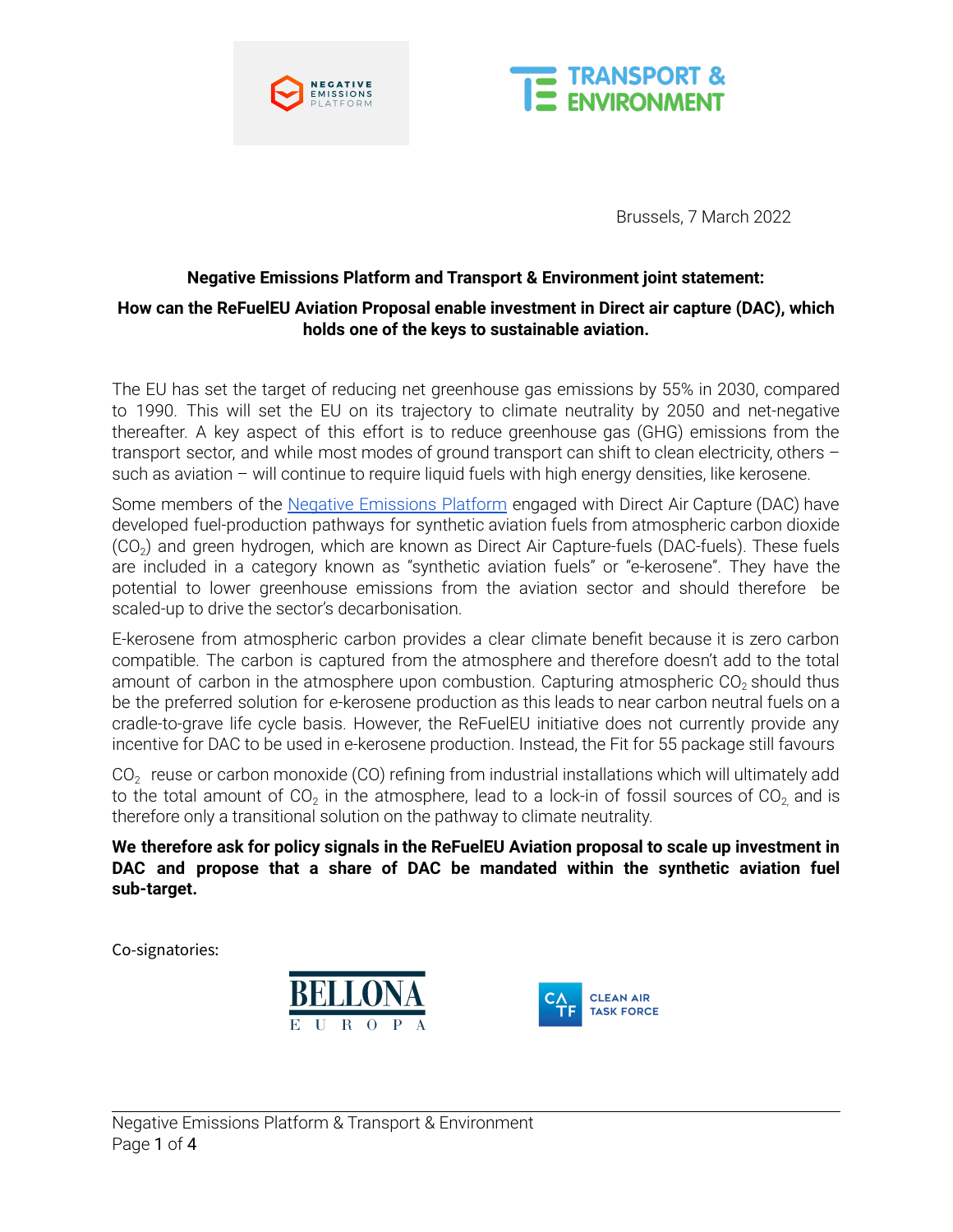Brussels, 7 March 2022

**Negative Emissions Platform and Transport & Environment joint statement:**

**How can the ReFuelEU Aviation Proposal enable investment in Direct air capture (DAC), which holds one of the keys to sustainable aviation.**

The EU has set the target of reducing net greenhouse gas emissions by 55% in 2030, compared to 1990. This will set the EU on its trajectory to climate neutrality by 2050 and net-negative thereafter. A key aspect of this effort is to reduce greenhouse gas (GHG) emissions from the transport sector, and while most modes of ground transport can shift to clean electricity, others – such as aviation – will continue to require liquid fuels with high energy densities, like kerosene.

Some members of the [Negative Emissions Platform] engaged with Direct Air Capture (DAC) have developed fuel-production pathways for synthetic aviation fuels from atmospheric carbon dioxide ($CO_2$) and green hydrogen, which are known as Direct Air Capture-fuels (DAC-fuels). These fuels are included in a category known as "synthetic aviation fuels" or "e-kerosene". They have the potential to lower greenhouse emissions from the aviation sector and should therefore be scaled-up to drive the sector's decarbonisation.

E-kerosene from atmospheric carbon provides a clear climate benefit because it is zero carbon compatible. The carbon is captured from the atmosphere and therefore doesn't add to the total amount of carbon in the atmosphere upon combustion. Capturing atmospheric $CO_2$ should thus be the preferred solution for e-kerosene production as this leads to near carbon neutral fuels on a cradle-to-grave life cycle basis. However, the ReFuelEU initiative does not currently provide any incentive for DAC to be used in e-kerosene production. Instead, the Fit for 55 package still favours $CO_2$ reuse or carbon monoxide (CO) refining from industrial installations which will ultimately add to the total amount of $CO_2$ in the atmosphere, lead to a lock-in of fossil sources of $CO_2$, and is therefore only a transitional solution on the pathway to climate neutrality.

**We therefore ask for policy signals in the ReFuelEU Aviation proposal to scale up investment in DAC and propose that a share of DAC be mandated within the synthetic aviation fuel sub-target.**

Co-signatories:

BELLONA EUROPA

CLEAN AIR TASK FORCE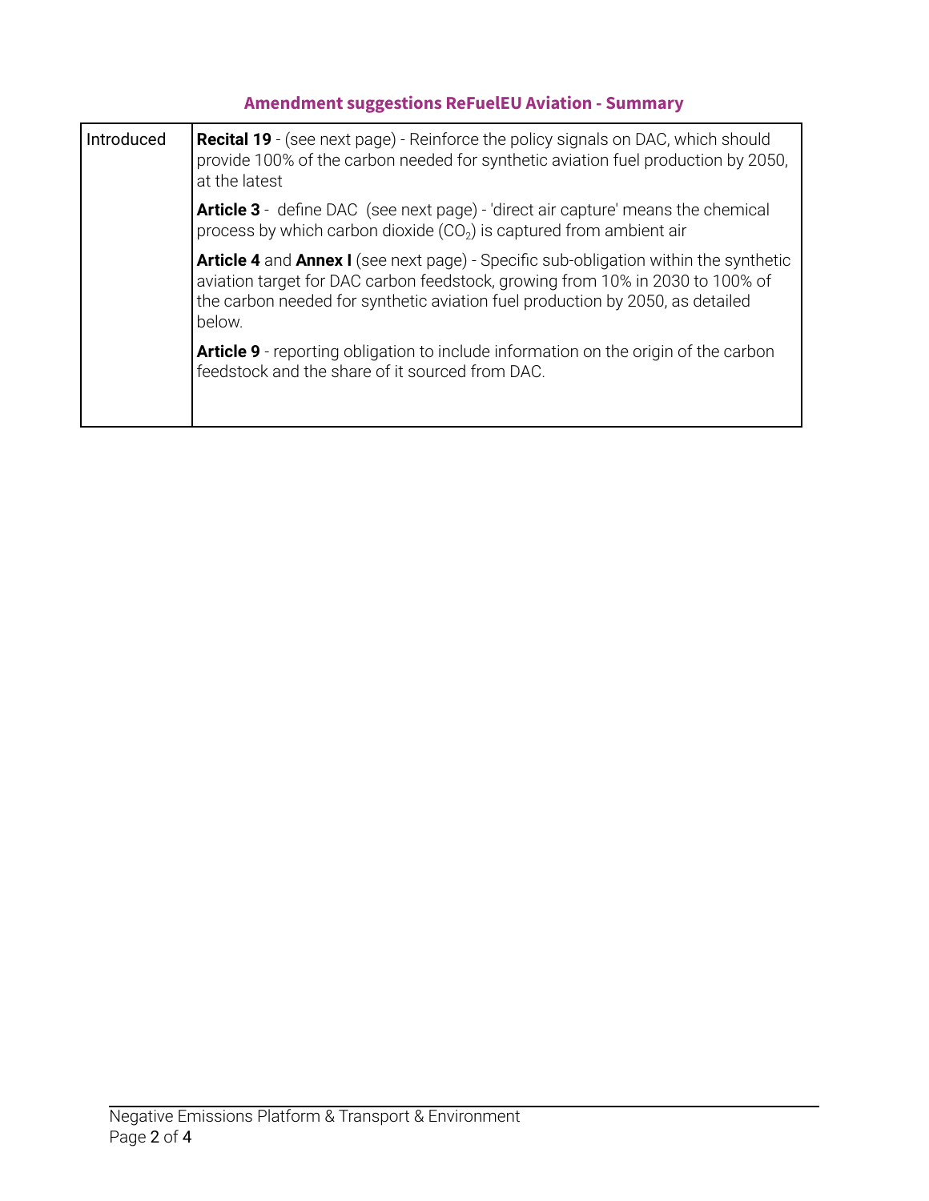## Amendment suggestions ReFuelEU Aviation - Summary

| | |
|---|---|
| Introduced | **Recital 19** - (see next page) - Reinforce the policy signals on DAC, which should provide 100% of the carbon needed for synthetic aviation fuel production by 2050, at the latest<br><br>**Article 3** - define DAC (see next page) - 'direct air capture' means the chemical process by which carbon dioxide ($CO_2$) is captured from ambient air<br><br>**Article 4** and **Annex I** (see next page) - Specific sub-obligation within the synthetic aviation target for DAC carbon feedstock, growing from 10% in 2030 to 100% of the carbon needed for synthetic aviation fuel production by 2050, as detailed below.<br><br>**Article 9** - reporting obligation to include information on the origin of the carbon feedstock and the share of it sourced from DAC. |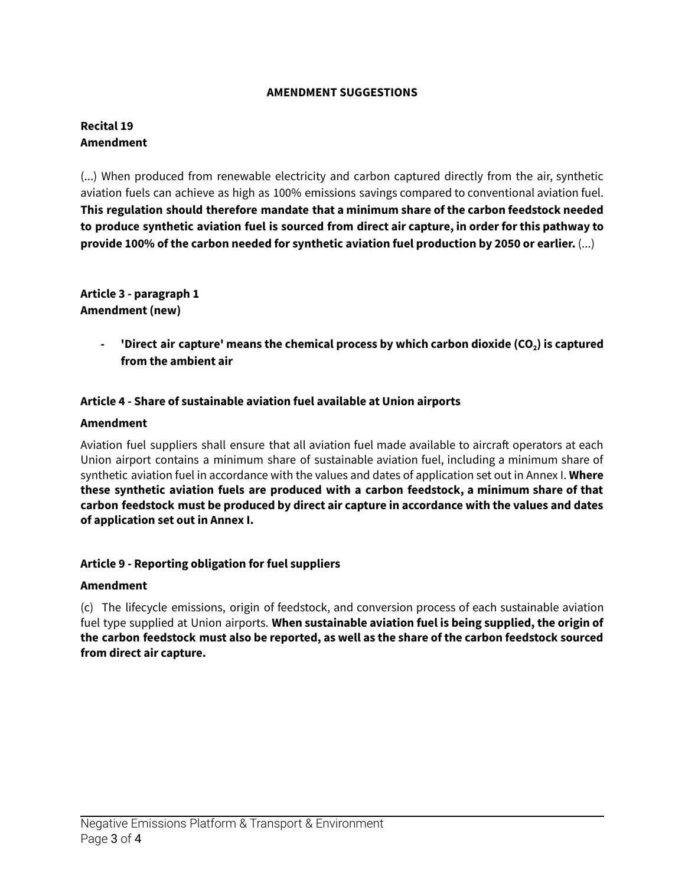## AMENDMENT SUGGESTIONS

**Recital 19**
**Amendment**

(...) When produced from renewable electricity and carbon captured directly from the air, synthetic aviation fuels can achieve as high as 100% emissions savings compared to conventional aviation fuel. **This regulation should therefore mandate that a minimum share of the carbon feedstock needed to produce synthetic aviation fuel is sourced from direct air capture, in order for this pathway to provide 100% of the carbon needed for synthetic aviation fuel production by 2050 or earlier.** (...)

**Article 3 - paragraph 1**
**Amendment (new)**

- **'Direct air capture' means the chemical process by which carbon dioxide ($CO_2$) is captured from the ambient air**

**Article 4 - Share of sustainable aviation fuel available at Union airports**

**Amendment**

Aviation fuel suppliers shall ensure that all aviation fuel made available to aircraft operators at each Union airport contains a minimum share of sustainable aviation fuel, including a minimum share of synthetic aviation fuel in accordance with the values and dates of application set out in Annex I. **Where these synthetic aviation fuels are produced with a carbon feedstock, a minimum share of that carbon feedstock must be produced by direct air capture in accordance with the values and dates of application set out in Annex I.**

**Article 9 - Reporting obligation for fuel suppliers**

**Amendment**

(c) The lifecycle emissions, origin of feedstock, and conversion process of each sustainable aviation fuel type supplied at Union airports. **When sustainable aviation fuel is being supplied, the origin of the carbon feedstock must also be reported, as well as the share of the carbon feedstock sourced from direct air capture.**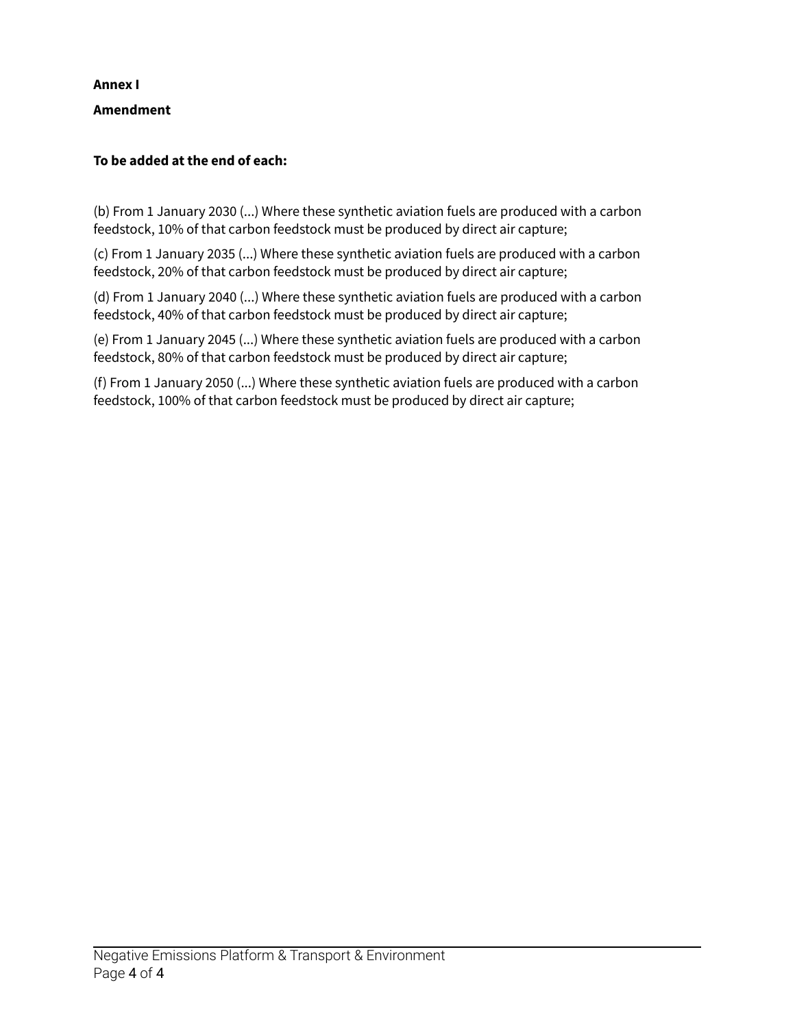**Annex I**

**Amendment**

**To be added at the end of each:**

(b) From 1 January 2030 (...) Where these synthetic aviation fuels are produced with a carbon feedstock, 10% of that carbon feedstock must be produced by direct air capture;

(c) From 1 January 2035 (...) Where these synthetic aviation fuels are produced with a carbon feedstock, 20% of that carbon feedstock must be produced by direct air capture;

(d) From 1 January 2040 (...) Where these synthetic aviation fuels are produced with a carbon feedstock, 40% of that carbon feedstock must be produced by direct air capture;

(e) From 1 January 2045 (...) Where these synthetic aviation fuels are produced with a carbon feedstock, 80% of that carbon feedstock must be produced by direct air capture;

(f) From 1 January 2050 (...) Where these synthetic aviation fuels are produced with a carbon feedstock, 100% of that carbon feedstock must be produced by direct air capture;